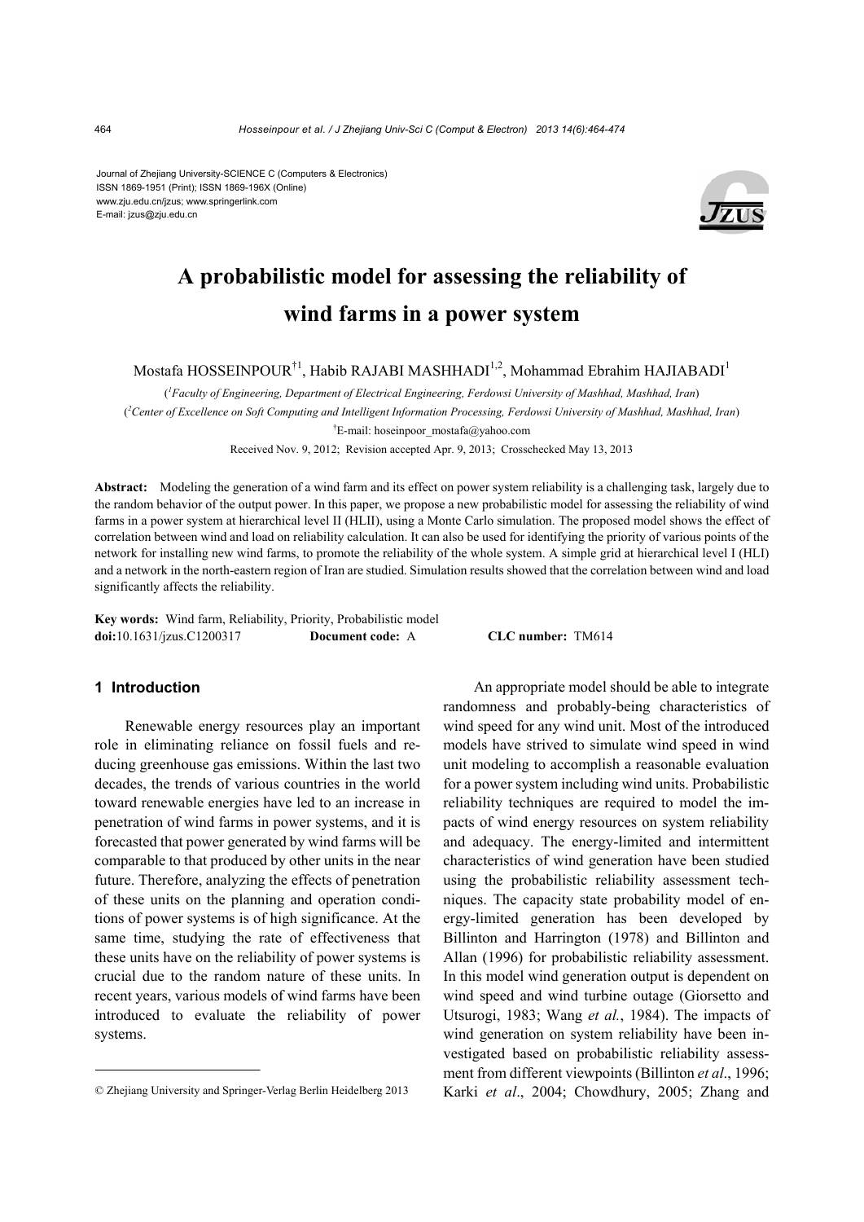Journal of Zhejiang University-SCIENCE C (Computers & Electronics)
ISSN 1869-1951 (Print); ISSN 1869-196X (Online)
www.zju.edu.cn/jzus; www.springerlink.com
E-mail: jzus@zju.edu.cn

# A probabilistic model for assessing the reliability of wind farms in a power system

Mostafa HOSSEINPOUR[†1], Habib RAJABI MASHHADI[1,2], Mohammad Ebrahim HAJIABADI[1]

([1]Faculty of Engineering, Department of Electrical Engineering, Ferdowsi University of Mashhad, Mashhad, Iran)

([2]Center of Excellence on Soft Computing and Intelligent Information Processing, Ferdowsi University of Mashhad, Mashhad, Iran)

[†]E-mail: hoseinpoor_mostafa@yahoo.com

Received Nov. 9, 2012; Revision accepted Apr. 9, 2013; Crosschecked May 13, 2013

**Abstract:** Modeling the generation of a wind farm and its effect on power system reliability is a challenging task, largely due to the random behavior of the output power. In this paper, we propose a new probabilistic model for assessing the reliability of wind farms in a power system at hierarchical level II (HLII), using a Monte Carlo simulation. The proposed model shows the effect of correlation between wind and load on reliability calculation. It can also be used for identifying the priority of various points of the network for installing new wind farms, to promote the reliability of the whole system. A simple grid at hierarchical level I (HLI) and a network in the north-eastern region of Iran are studied. Simulation results showed that the correlation between wind and load significantly affects the reliability.

**Key words:** Wind farm, Reliability, Priority, Probabilistic model
**doi:**10.1631/jzus.C1200317 **Document code:** A **CLC number:** TM614

## 1 Introduction

Renewable energy resources play an important role in eliminating reliance on fossil fuels and reducing greenhouse gas emissions. Within the last two decades, the trends of various countries in the world toward renewable energies have led to an increase in penetration of wind farms in power systems, and it is forecasted that power generated by wind farms will be comparable to that produced by other units in the near future. Therefore, analyzing the effects of penetration of these units on the planning and operation conditions of power systems is of high significance. At the same time, studying the rate of effectiveness that these units have on the reliability of power systems is crucial due to the random nature of these units. In recent years, various models of wind farms have been introduced to evaluate the reliability of power systems.

An appropriate model should be able to integrate randomness and probably-being characteristics of wind speed for any wind unit. Most of the introduced models have strived to simulate wind speed in wind unit modeling to accomplish a reasonable evaluation for a power system including wind units. Probabilistic reliability techniques are required to model the impacts of wind energy resources on system reliability and adequacy. The energy-limited and intermittent characteristics of wind generation have been studied using the probabilistic reliability assessment techniques. The capacity state probability model of energy-limited generation has been developed by Billinton and Harrington (1978) and Billinton and Allan (1996) for probabilistic reliability assessment. In this model wind generation output is dependent on wind speed and wind turbine outage (Giorsetto and Utsurogi, 1983; Wang *et al.*, 1984). The impacts of wind generation on system reliability have been investigated based on probabilistic reliability assessment from different viewpoints (Billinton *et al*., 1996; Karki *et al*., 2004; Chowdhury, 2005; Zhang and

© Zhejiang University and Springer-Verlag Berlin Heidelberg 2013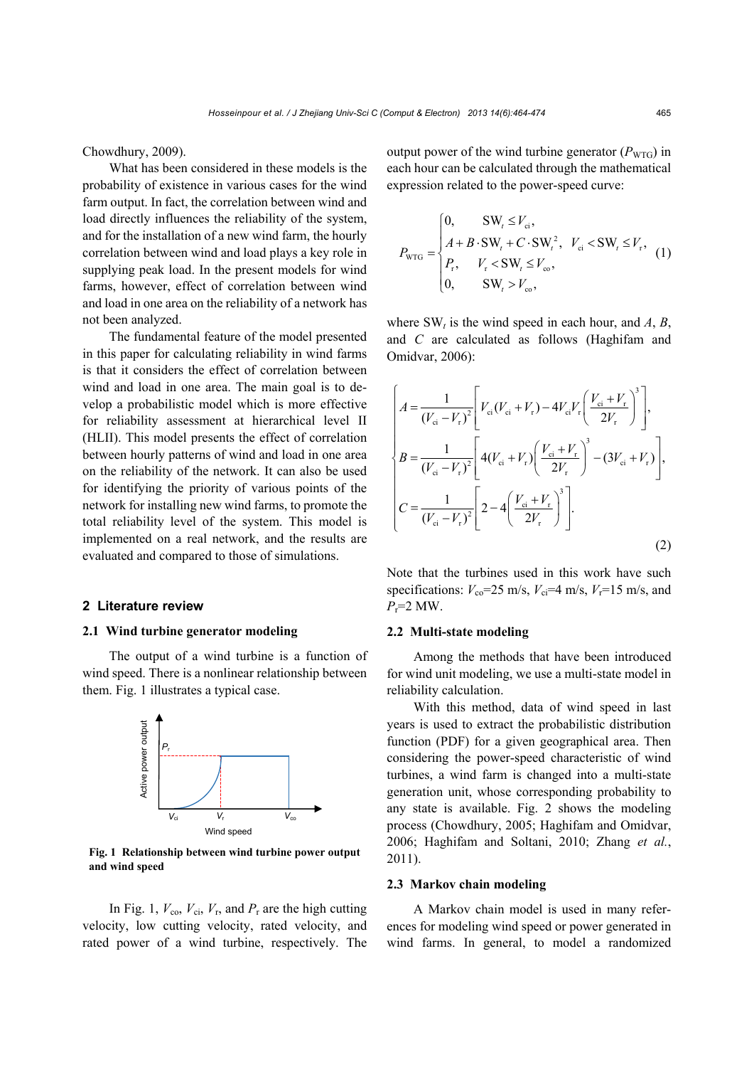Chowdhury, 2009).

What has been considered in these models is the probability of existence in various cases for the wind farm output. In fact, the correlation between wind and load directly influences the reliability of the system, and for the installation of a new wind farm, the hourly correlation between wind and load plays a key role in supplying peak load. In the present models for wind farms, however, effect of correlation between wind and load in one area on the reliability of a network has not been analyzed.

The fundamental feature of the model presented in this paper for calculating reliability in wind farms is that it considers the effect of correlation between wind and load in one area. The main goal is to develop a probabilistic model which is more effective for reliability assessment at hierarchical level II (HLII). This model presents the effect of correlation between hourly patterns of wind and load in one area on the reliability of the network. It can also be used for identifying the priority of various points of the network for installing new wind farms, to promote the total reliability level of the system. This model is implemented on a real network, and the results are evaluated and compared to those of simulations.

## 2 Literature review

### 2.1 Wind turbine generator modeling

The output of a wind turbine is a function of wind speed. There is a nonlinear relationship between them. Fig. 1 illustrates a typical case.

**Fig. 1 Relationship between wind turbine power output and wind speed**

In Fig. 1, $V_{co}$, $V_{ci}$, $V_r$, and $P_r$ are the high cutting velocity, low cutting velocity, rated velocity, and rated power of a wind turbine, respectively. The output power of the wind turbine generator ($P_{WTG}$) in each hour can be calculated through the mathematical expression related to the power-speed curve:

$$P_{WTG} = \begin{cases} 0, & SW_t \le V_{ci}, \\ A + B \cdot SW_t + C \cdot SW_t^2, & V_{ci} < SW_t \le V_r, \\ P_r, & V_r < SW_t \le V_{co}, \\ 0, & SW_t > V_{co}, \end{cases} \quad (1)$$

where $SW_t$ is the wind speed in each hour, and $A$, $B$, and $C$ are calculated as follows (Haghifam and Omidvar, 2006):

$$\begin{cases} A = \dfrac{1}{(V_{ci} - V_r)^2}\left[V_{ci}(V_{ci} + V_r) - 4V_{ci}V_r\left(\dfrac{V_{ci} + V_r}{2V_r}\right)^3\right], \\ B = \dfrac{1}{(V_{ci} - V_r)^2}\left[4(V_{ci} + V_r)\left(\dfrac{V_{ci} + V_r}{2V_r}\right)^3 - (3V_{ci} + V_r)\right], \\ C = \dfrac{1}{(V_{ci} - V_r)^2}\left[2 - 4\left(\dfrac{V_{ci} + V_r}{2V_r}\right)^3\right]. \end{cases} \quad (2)$$

Note that the turbines used in this work have such specifications: $V_{co}$=25 m/s, $V_{ci}$=4 m/s, $V_r$=15 m/s, and $P_r$=2 MW.

### 2.2 Multi-state modeling

Among the methods that have been introduced for wind unit modeling, we use a multi-state model in reliability calculation.

With this method, data of wind speed in last years is used to extract the probabilistic distribution function (PDF) for a given geographical area. Then considering the power-speed characteristic of wind turbines, a wind farm is changed into a multi-state generation unit, whose corresponding probability to any state is available. Fig. 2 shows the modeling process (Chowdhury, 2005; Haghifam and Omidvar, 2006; Haghifam and Soltani, 2010; Zhang *et al.*, 2011).

### 2.3 Markov chain modeling

A Markov chain model is used in many references for modeling wind speed or power generated in wind farms. In general, to model a randomized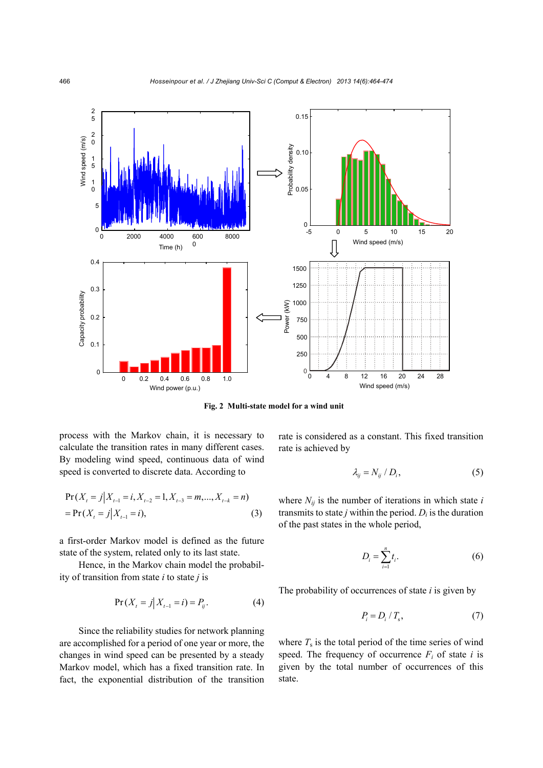**Fig. 2 Multi-state model for a wind unit**

process with the Markov chain, it is necessary to calculate the transition rates in many different cases. By modeling wind speed, continuous data of wind speed is converted to discrete data. According to

$$
\begin{aligned}
&\Pr(X_t = j | X_{t-1} = i, X_{t-2} = 1, X_{t-3} = m, ..., X_{t-k} = n) \\
&= \Pr(X_t = j | X_{t-1} = i),
\end{aligned} \tag{3}
$$

a first-order Markov model is defined as the future state of the system, related only to its last state.

Hence, in the Markov chain model the probability of transition from state $i$ to state $j$ is

$$
\Pr(X_t = j | X_{t-1} = i) = P_{ij}. \tag{4}
$$

Since the reliability studies for network planning are accomplished for a period of one year or more, the changes in wind speed can be presented by a steady Markov model, which has a fixed transition rate. In fact, the exponential distribution of the transition rate is considered as a constant. This fixed transition rate is achieved by

$$
\lambda_{ij} = N_{ij} / D_i, \tag{5}
$$

where $N_{ij}$ is the number of iterations in which state $i$ transmits to state $j$ within the period. $D_i$ is the duration of the past states in the whole period,

$$
D_i = \sum_{i=1}^{n} t_i. \tag{6}
$$

The probability of occurrences of state $i$ is given by

$$
P_i = D_i / T_s, \tag{7}
$$

where $T_s$ is the total period of the time series of wind speed. The frequency of occurrence $F_i$ of state $i$ is given by the total number of occurrences of this state.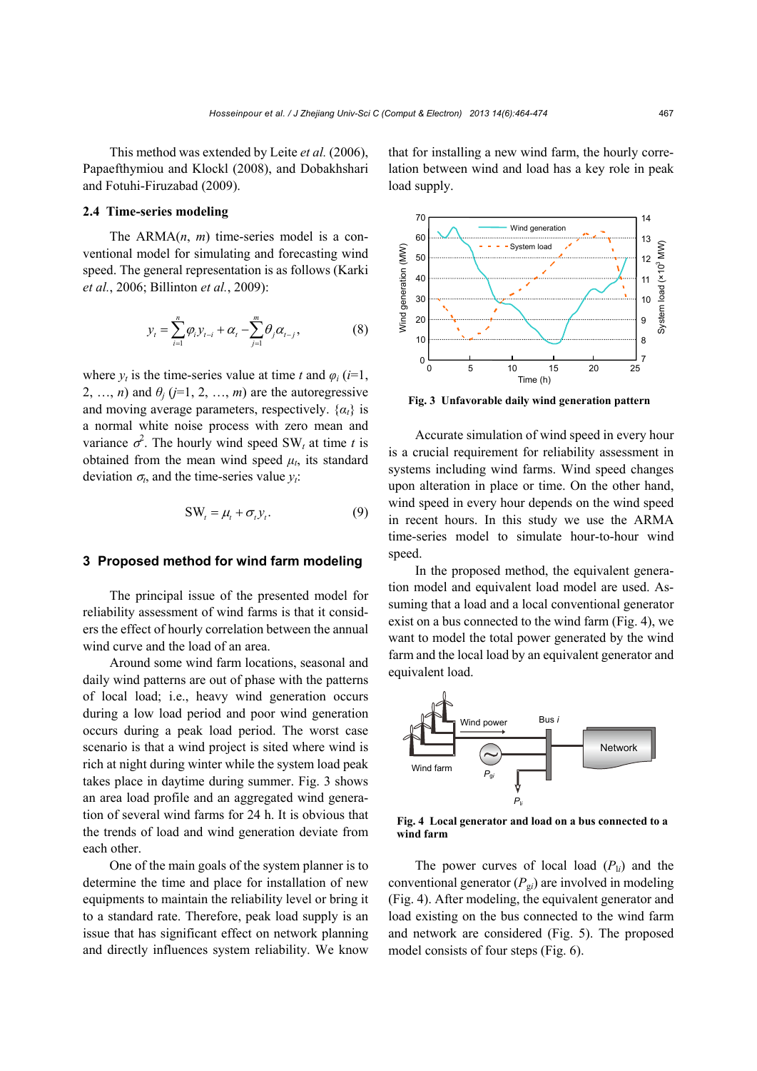This method was extended by Leite *et al.* (2006), Papaefthymiou and Klockl (2008), and Dobakhshari and Fotuhi-Firuzabad (2009).

### 2.4 Time-series modeling

The ARMA($n$, $m$) time-series model is a conventional model for simulating and forecasting wind speed. The general representation is as follows (Karki *et al.*, 2006; Billinton *et al.*, 2009):

$$y_t = \sum_{i=1}^{n} \varphi_i y_{t-i} + \alpha_t - \sum_{j=1}^{m} \theta_j \alpha_{t-j}, \tag{8}$$

where $y_t$ is the time-series value at time $t$ and $\varphi_i$ ($i$=1, 2, …, $n$) and $\theta_j$ ($j$=1, 2, …, $m$) are the autoregressive and moving average parameters, respectively. $\{\alpha_t\}$ is a normal white noise process with zero mean and variance $\sigma^2$. The hourly wind speed $\text{SW}_t$ at time $t$ is obtained from the mean wind speed $\mu_t$, its standard deviation $\sigma_t$, and the time-series value $y_t$:

$$\text{SW}_t = \mu_t + \sigma_t y_t. \tag{9}$$

## 3 Proposed method for wind farm modeling

The principal issue of the presented model for reliability assessment of wind farms is that it considers the effect of hourly correlation between the annual wind curve and the load of an area.

Around some wind farm locations, seasonal and daily wind patterns are out of phase with the patterns of local load; i.e., heavy wind generation occurs during a low load period and poor wind generation occurs during a peak load period. The worst case scenario is that a wind project is sited where wind is rich at night during winter while the system load peak takes place in daytime during summer. Fig. 3 shows an area load profile and an aggregated wind generation of several wind farms for 24 h. It is obvious that the trends of load and wind generation deviate from each other.

One of the main goals of the system planner is to determine the time and place for installation of new equipments to maintain the reliability level or bring it to a standard rate. Therefore, peak load supply is an issue that has significant effect on network planning and directly influences system reliability. We know that for installing a new wind farm, the hourly correlation between wind and load has a key role in peak load supply.

**Fig. 3 Unfavorable daily wind generation pattern**

Accurate simulation of wind speed in every hour is a crucial requirement for reliability assessment in systems including wind farms. Wind speed changes upon alteration in place or time. On the other hand, wind speed in every hour depends on the wind speed in recent hours. In this study we use the ARMA time-series model to simulate hour-to-hour wind speed.

In the proposed method, the equivalent generation model and equivalent load model are used. Assuming that a load and a local conventional generator exist on a bus connected to the wind farm (Fig. 4), we want to model the total power generated by the wind farm and the local load by an equivalent generator and equivalent load.

**Fig. 4 Local generator and load on a bus connected to a wind farm**

The power curves of local load ($P_{li}$) and the conventional generator ($P_{gi}$) are involved in modeling (Fig. 4). After modeling, the equivalent generator and load existing on the bus connected to the wind farm and network are considered (Fig. 5). The proposed model consists of four steps (Fig. 6).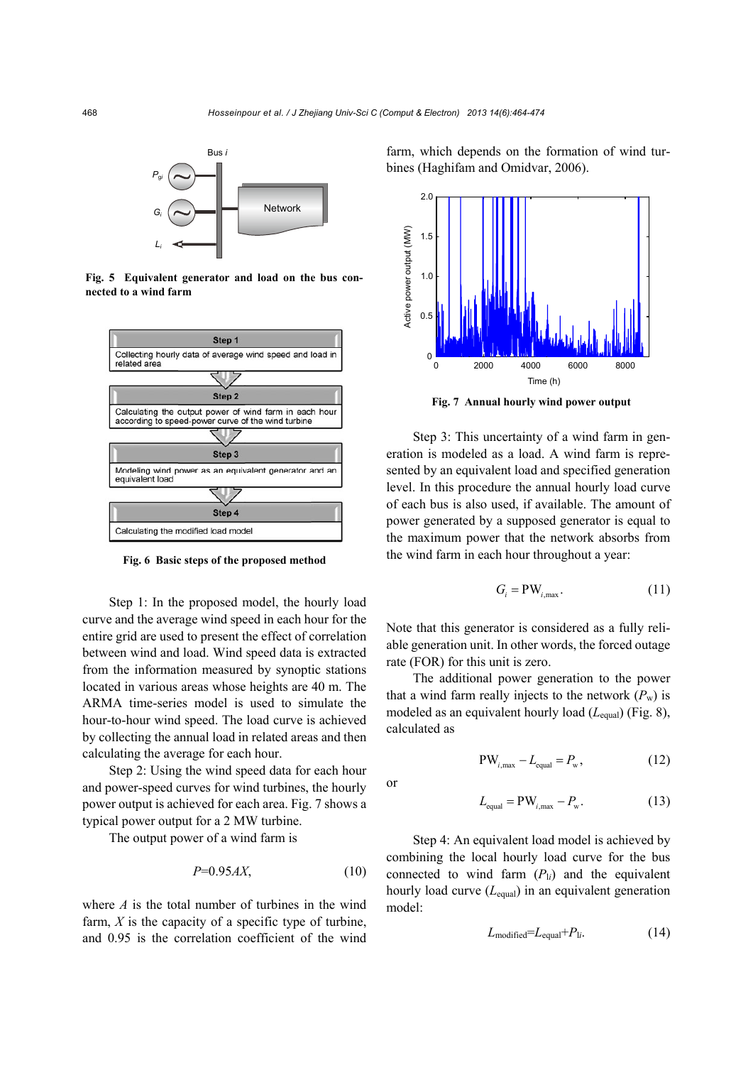Fig. 5 Equivalent generator and load on the bus connected to a wind farm

Fig. 6 Basic steps of the proposed method

Step 1: In the proposed model, the hourly load curve and the average wind speed in each hour for the entire grid are used to present the effect of correlation between wind and load. Wind speed data is extracted from the information measured by synoptic stations located in various areas whose heights are 40 m. The ARMA time-series model is used to simulate the hour-to-hour wind speed. The load curve is achieved by collecting the annual load in related areas and then calculating the average for each hour.

Step 2: Using the wind speed data for each hour and power-speed curves for wind turbines, the hourly power output is achieved for each area. Fig. 7 shows a typical power output for a 2 MW turbine.

The output power of a wind farm is

$$P=0.95AX, \tag{10}$$

where $A$ is the total number of turbines in the wind farm, $X$ is the capacity of a specific type of turbine, and 0.95 is the correlation coefficient of the wind farm, which depends on the formation of wind turbines (Haghifam and Omidvar, 2006).

Fig. 7 Annual hourly wind power output

Step 3: This uncertainty of a wind farm in generation is modeled as a load. A wind farm is represented by an equivalent load and specified generation level. In this procedure the annual hourly load curve of each bus is also used, if available. The amount of power generated by a supposed generator is equal to the maximum power that the network absorbs from the wind farm in each hour throughout a year:

$$G_i = \mathrm{PW}_{i,\max}. \tag{11}$$

Note that this generator is considered as a fully reliable generation unit. In other words, the forced outage rate (FOR) for this unit is zero.

The additional power generation to the power that a wind farm really injects to the network ($P_{\mathrm{w}}$) is modeled as an equivalent hourly load ($L_{\mathrm{equal}}$) (Fig. 8), calculated as

$$\mathrm{PW}_{i,\max} - L_{\mathrm{equal}} = P_{\mathrm{w}}, \tag{12}$$

or

$$L_{\mathrm{equal}} = \mathrm{PW}_{i,\max} - P_{\mathrm{w}}. \tag{13}$$

Step 4: An equivalent load model is achieved by combining the local hourly load curve for the bus connected to wind farm ($P_{\mathrm{li}}$) and the equivalent hourly load curve ($L_{\mathrm{equal}}$) in an equivalent generation model:

$$L_{\mathrm{modified}}=L_{\mathrm{equal}}+P_{\mathrm{li}}. \tag{14}$$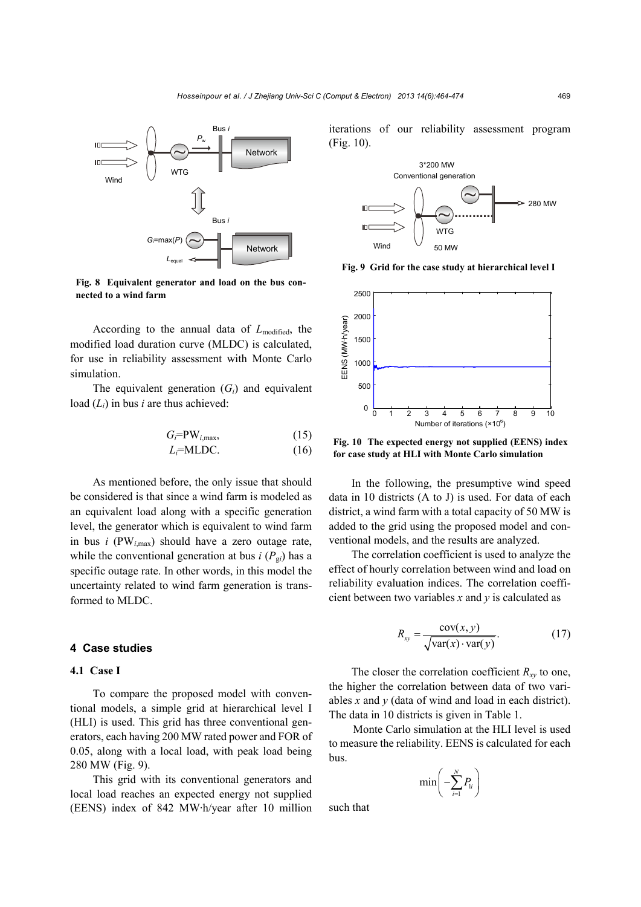Fig. 8 Equivalent generator and load on the bus connected to a wind farm

According to the annual data of $L_{\text{modified}}$, the modified load duration curve (MLDC) is calculated, for use in reliability assessment with Monte Carlo simulation.

The equivalent generation ($G_i$) and equivalent load ($L_i$) in bus $i$ are thus achieved:

$$G_i = \text{PW}_{i,\max}, \tag{15}$$

$$L_i = \text{MLDC}. \tag{16}$$

As mentioned before, the only issue that should be considered is that since a wind farm is modeled as an equivalent load along with a specific generation level, the generator which is equivalent to wind farm in bus $i$ ($\text{PW}_{i,\max}$) should have a zero outage rate, while the conventional generation at bus $i$ ($P_{gi}$) has a specific outage rate. In other words, in this model the uncertainty related to wind farm generation is transformed to MLDC.

## 4 Case studies

### 4.1 Case I

To compare the proposed model with conventional models, a simple grid at hierarchical level I (HLI) is used. This grid has three conventional generators, each having 200 MW rated power and FOR of 0.05, along with a local load, with peak load being 280 MW (Fig. 9).

This grid with its conventional generators and local load reaches an expected energy not supplied (EENS) index of 842 MW·h/year after 10 million iterations of our reliability assessment program (Fig. 10).

Fig. 9 Grid for the case study at hierarchical level I

Fig. 10 The expected energy not supplied (EENS) index for case study at HLI with Monte Carlo simulation

In the following, the presumptive wind speed data in 10 districts (A to J) is used. For data of each district, a wind farm with a total capacity of 50 MW is added to the grid using the proposed model and conventional models, and the results are analyzed.

The correlation coefficient is used to analyze the effect of hourly correlation between wind and load on reliability evaluation indices. The correlation coefficient between two variables $x$ and $y$ is calculated as

$$R_{xy} = \frac{\text{cov}(x, y)}{\sqrt{\text{var}(x) \cdot \text{var}(y)}}. \tag{17}$$

The closer the correlation coefficient $R_{xy}$ to one, the higher the correlation between data of two variables $x$ and $y$ (data of wind and load in each district). The data in 10 districts is given in Table 1.

Monte Carlo simulation at the HLI level is used to measure the reliability. EENS is calculated for each bus.

$$\min\left(-\sum_{i=1}^{N} P_{li}\right)$$

such that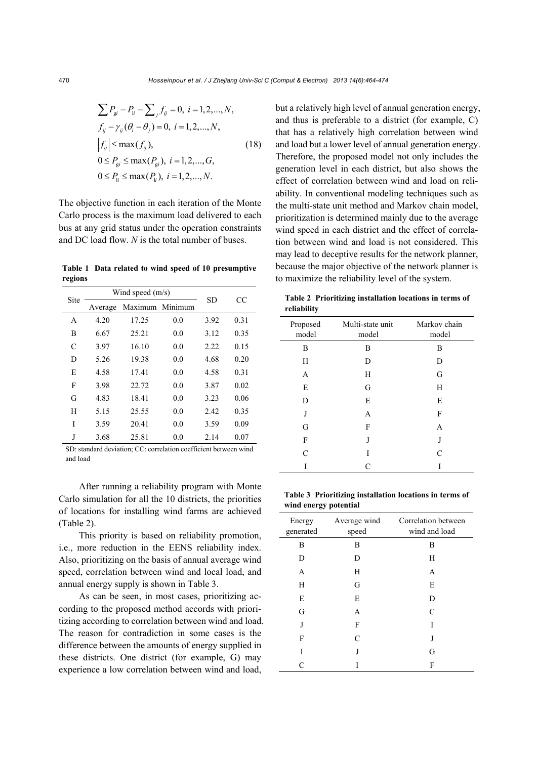$$
\begin{aligned}
&\sum P_{gi} - P_{li} - \sum_j f_{ij} = 0,\ i = 1,2,\ldots,N, \\
&f_{ij} - \gamma_{ij}(\theta_i - \theta_j) = 0,\ i = 1,2,\ldots,N, \\
&\left|f_{ij}\right| \le \max(f_{ij}), \\
&0 \le P_{gi} \le \max(P_{gi}),\ i = 1,2,\ldots,G, \\
&0 \le P_{li} \le \max(P_{li}),\ i = 1,2,\ldots,N.
\end{aligned}
\tag{18}
$$

The objective function in each iteration of the Monte Carlo process is the maximum load delivered to each bus at any grid status under the operation constraints and DC load flow. $N$ is the total number of buses.

**Table 1 Data related to wind speed of 10 presumptive regions**

| Site | Wind speed (m/s) | | | SD | CC |
|---|---|---|---|---|---|
| | Average | Maximum | Minimum | | |
| A | 4.20 | 17.25 | 0.0 | 3.92 | 0.31 |
| B | 6.67 | 25.21 | 0.0 | 3.12 | 0.35 |
| C | 3.97 | 16.10 | 0.0 | 2.22 | 0.15 |
| D | 5.26 | 19.38 | 0.0 | 4.68 | 0.20 |
| E | 4.58 | 17.41 | 0.0 | 4.58 | 0.31 |
| F | 3.98 | 22.72 | 0.0 | 3.87 | 0.02 |
| G | 4.83 | 18.41 | 0.0 | 3.23 | 0.06 |
| H | 5.15 | 25.55 | 0.0 | 2.42 | 0.35 |
| I | 3.59 | 20.41 | 0.0 | 3.59 | 0.09 |
| J | 3.68 | 25.81 | 0.0 | 2.14 | 0.07 |

SD: standard deviation; CC: correlation coefficient between wind and load

After running a reliability program with Monte Carlo simulation for all the 10 districts, the priorities of locations for installing wind farms are achieved (Table 2).

This priority is based on reliability promotion, i.e., more reduction in the EENS reliability index. Also, prioritizing on the basis of annual average wind speed, correlation between wind and local load, and annual energy supply is shown in Table 3.

As can be seen, in most cases, prioritizing according to the proposed method accords with prioritizing according to correlation between wind and load. The reason for contradiction in some cases is the difference between the amounts of energy supplied in these districts. One district (for example, G) may experience a low correlation between wind and load, but a relatively high level of annual generation energy, and thus is preferable to a district (for example, C) that has a relatively high correlation between wind and load but a lower level of annual generation energy. Therefore, the proposed model not only includes the generation level in each district, but also shows the effect of correlation between wind and load on reliability. In conventional modeling techniques such as the multi-state unit method and Markov chain model, prioritization is determined mainly due to the average wind speed in each district and the effect of correlation between wind and load is not considered. This may lead to deceptive results for the network planner, because the major objective of the network planner is to maximize the reliability level of the system.

**Table 2 Prioritizing installation locations in terms of reliability**

| Proposed model | Multi-state unit model | Markov chain model |
|---|---|---|
| B | B | B |
| H | D | D |
| A | H | G |
| E | G | H |
| D | E | E |
| J | A | F |
| G | F | A |
| F | J | J |
| C | I | C |
| I | C | I |

**Table 3 Prioritizing installation locations in terms of wind energy potential**

| Energy generated | Average wind speed | Correlation between wind and load |
|---|---|---|
| B | B | B |
| D | D | H |
| A | H | A |
| H | G | E |
| E | E | D |
| G | A | C |
| J | F | I |
| F | C | J |
| I | J | G |
| C | I | F |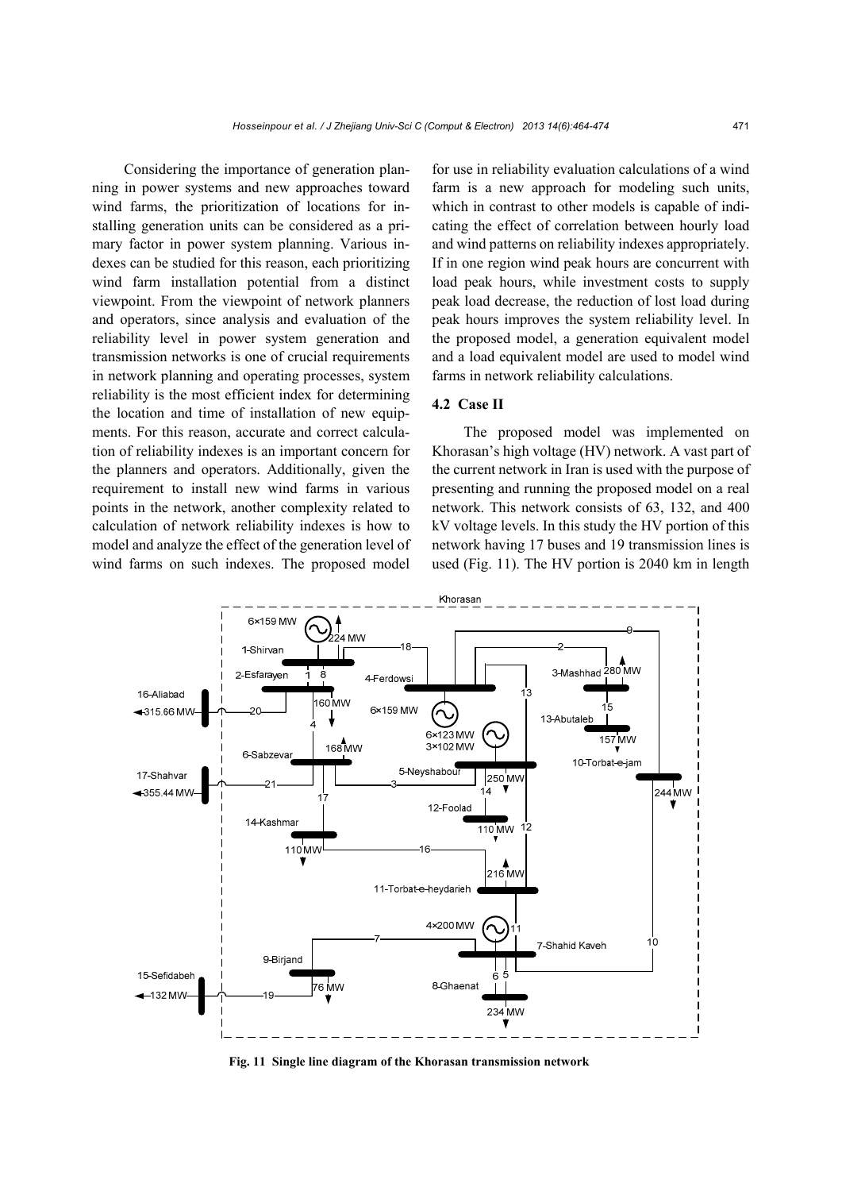Considering the importance of generation planning in power systems and new approaches toward wind farms, the prioritization of locations for installing generation units can be considered as a primary factor in power system planning. Various indexes can be studied for this reason, each prioritizing wind farm installation potential from a distinct viewpoint. From the viewpoint of network planners and operators, since analysis and evaluation of the reliability level in power system generation and transmission networks is one of crucial requirements in network planning and operating processes, system reliability is the most efficient index for determining the location and time of installation of new equipments. For this reason, accurate and correct calculation of reliability indexes is an important concern for the planners and operators. Additionally, given the requirement to install new wind farms in various points in the network, another complexity related to calculation of network reliability indexes is how to model and analyze the effect of the generation level of wind farms on such indexes. The proposed model for use in reliability evaluation calculations of a wind farm is a new approach for modeling such units, which in contrast to other models is capable of indicating the effect of correlation between hourly load and wind patterns on reliability indexes appropriately. If in one region wind peak hours are concurrent with load peak hours, while investment costs to supply peak load decrease, the reduction of lost load during peak hours improves the system reliability level. In the proposed model, a generation equivalent model and a load equivalent model are used to model wind farms in network reliability calculations.

### 4.2 Case II

The proposed model was implemented on Khorasan's high voltage (HV) network. A vast part of the current network in Iran is used with the purpose of presenting and running the proposed model on a real network. This network consists of 63, 132, and 400 kV voltage levels. In this study the HV portion of this network having 17 buses and 19 transmission lines is used (Fig. 11). The HV portion is 2040 km in length

**Fig. 11 Single line diagram of the Khorasan transmission network**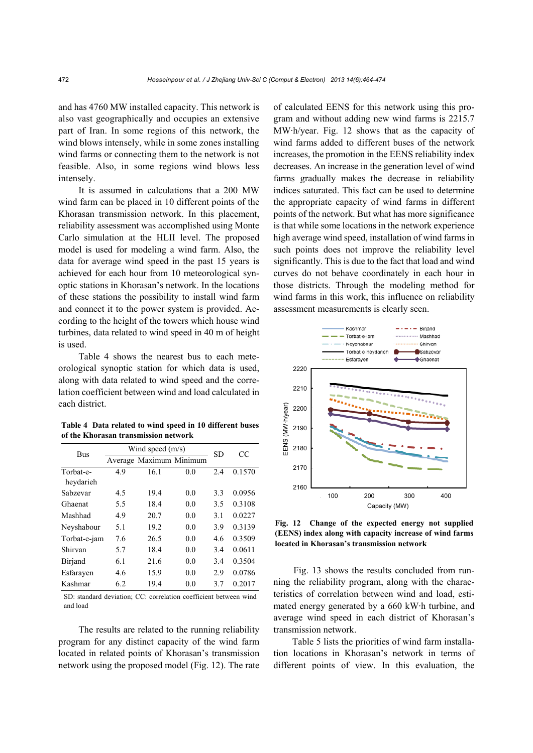and has 4760 MW installed capacity. This network is also vast geographically and occupies an extensive part of Iran. In some regions of this network, the wind blows intensely, while in some zones installing wind farms or connecting them to the network is not feasible. Also, in some regions wind blows less intensely.

It is assumed in calculations that a 200 MW wind farm can be placed in 10 different points of the Khorasan transmission network. In this placement, reliability assessment was accomplished using Monte Carlo simulation at the HLII level. The proposed model is used for modeling a wind farm. Also, the data for average wind speed in the past 15 years is achieved for each hour from 10 meteorological synoptic stations in Khorasan's network. In the locations of these stations the possibility to install wind farm and connect it to the power system is provided. According to the height of the towers which house wind turbines, data related to wind speed in 40 m of height is used.

Table 4 shows the nearest bus to each meteorological synoptic station for which data is used, along with data related to wind speed and the correlation coefficient between wind and load calculated in each district.

**Table 4 Data related to wind speed in 10 different buses of the Khorasan transmission network**

| Bus | Wind speed (m/s) | | | SD | CC |
|---|---|---|---|---|---|
| | Average | Maximum | Minimum | | |
| Torbat-e-heydarieh | 4.9 | 16.1 | 0.0 | 2.4 | 0.1570 |
| Sabzevar | 4.5 | 19.4 | 0.0 | 3.3 | 0.0956 |
| Ghaenat | 5.5 | 18.4 | 0.0 | 3.5 | 0.3108 |
| Mashhad | 4.9 | 20.7 | 0.0 | 3.1 | 0.0227 |
| Neyshabour | 5.1 | 19.2 | 0.0 | 3.9 | 0.3139 |
| Torbat-e-jam | 7.6 | 26.5 | 0.0 | 4.6 | 0.3509 |
| Shirvan | 5.7 | 18.4 | 0.0 | 3.4 | 0.0611 |
| Birjand | 6.1 | 21.6 | 0.0 | 3.4 | 0.3504 |
| Esfarayen | 4.6 | 15.9 | 0.0 | 2.9 | 0.0786 |
| Kashmar | 6.2 | 19.4 | 0.0 | 3.7 | 0.2017 |

SD: standard deviation; CC: correlation coefficient between wind and load

The results are related to the running reliability program for any distinct capacity of the wind farm located in related points of Khorasan's transmission network using the proposed model (Fig. 12). The rate of calculated EENS for this network using this program and without adding new wind farms is 2215.7 MW·h/year. Fig. 12 shows that as the capacity of wind farms added to different buses of the network increases, the promotion in the EENS reliability index decreases. An increase in the generation level of wind farms gradually makes the decrease in reliability indices saturated. This fact can be used to determine the appropriate capacity of wind farms in different points of the network. But what has more significance is that while some locations in the network experience high average wind speed, installation of wind farms in such points does not improve the reliability level significantly. This is due to the fact that load and wind curves do not behave coordinately in each hour in those districts. Through the modeling method for wind farms in this work, this influence on reliability assessment measurements is clearly seen.

**Fig. 12 Change of the expected energy not supplied (EENS) index along with capacity increase of wind farms located in Khorasan's transmission network**

Fig. 13 shows the results concluded from running the reliability program, along with the characteristics of correlation between wind and load, estimated energy generated by a 660 kW·h turbine, and average wind speed in each district of Khorasan's transmission network.

Table 5 lists the priorities of wind farm installation locations in Khorasan's network in terms of different points of view. In this evaluation, the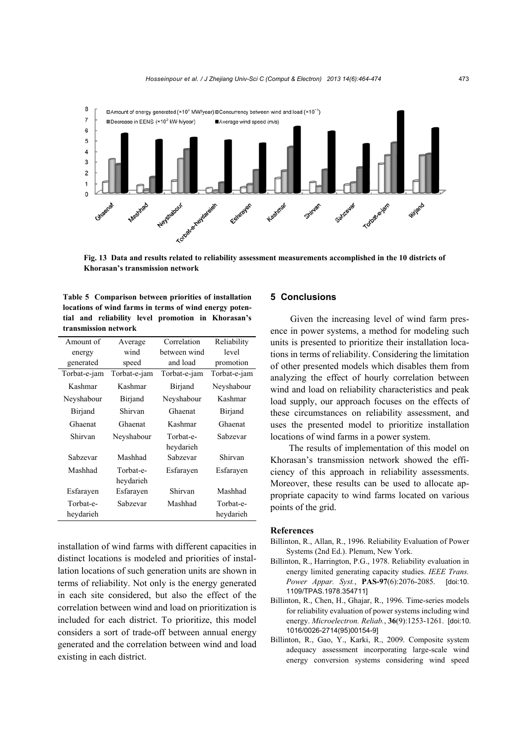Fig. 13 Data and results related to reliability assessment measurements accomplished in the 10 districts of Khorasan's transmission network

**Table 5 Comparison between priorities of installation locations of wind farms in terms of wind energy potential and reliability level promotion in Khorasan's transmission network**

| Amount of energy generated | Average wind speed | Correlation between wind and load | Reliability level promotion |
|---|---|---|---|
| Torbat-e-jam | Torbat-e-jam | Torbat-e-jam | Torbat-e-jam |
| Kashmar | Kashmar | Birjand | Neyshabour |
| Neyshabour | Birjand | Neyshabour | Kashmar |
| Birjand | Shirvan | Ghaenat | Birjand |
| Ghaenat | Ghaenat | Kashmar | Ghaenat |
| Shirvan | Neyshabour | Torbat-e-heydarieh | Sabzevar |
| Sabzevar | Mashhad | Sabzevar | Shirvan |
| Mashhad | Torbat-e-heydarieh | Esfarayen | Esfarayen |
| Esfarayen | Esfarayen | Shirvan | Mashhad |
| Torbat-e-heydarieh | Sabzevar | Mashhad | Torbat-e-heydarieh |

installation of wind farms with different capacities in distinct locations is modeled and priorities of installation locations of such generation units are shown in terms of reliability. Not only is the energy generated in each site considered, but also the effect of the correlation between wind and load on prioritization is included for each district. To prioritize, this model considers a sort of trade-off between annual energy generated and the correlation between wind and load existing in each district.

## 5 Conclusions

Given the increasing level of wind farm presence in power systems, a method for modeling such units is presented to prioritize their installation locations in terms of reliability. Considering the limitation of other presented models which disables them from analyzing the effect of hourly correlation between wind and load on reliability characteristics and peak load supply, our approach focuses on the effects of these circumstances on reliability assessment, and uses the presented model to prioritize installation locations of wind farms in a power system.

The results of implementation of this model on Khorasan's transmission network showed the efficiency of this approach in reliability assessments. Moreover, these results can be used to allocate appropriate capacity to wind farms located on various points of the grid.

## References

Billinton, R., Allan, R., 1996. Reliability Evaluation of Power Systems (2nd Ed.). Plenum, New York.

Billinton, R., Harrington, P.G., 1978. Reliability evaluation in energy limited generating capacity studies. *IEEE Trans. Power Appar. Syst.*, **PAS-97**(6):2076-2085. [doi:10.1109/TPAS.1978.354711]

Billinton, R., Chen, H., Ghajar, R., 1996. Time-series models for reliability evaluation of power systems including wind energy. *Microelectron. Reliab.*, **36**(9):1253-1261. [doi:10.1016/0026-2714(95)00154-9]

Billinton, R., Gao, Y., Karki, R., 2009. Composite system adequacy assessment incorporating large-scale wind energy conversion systems considering wind speed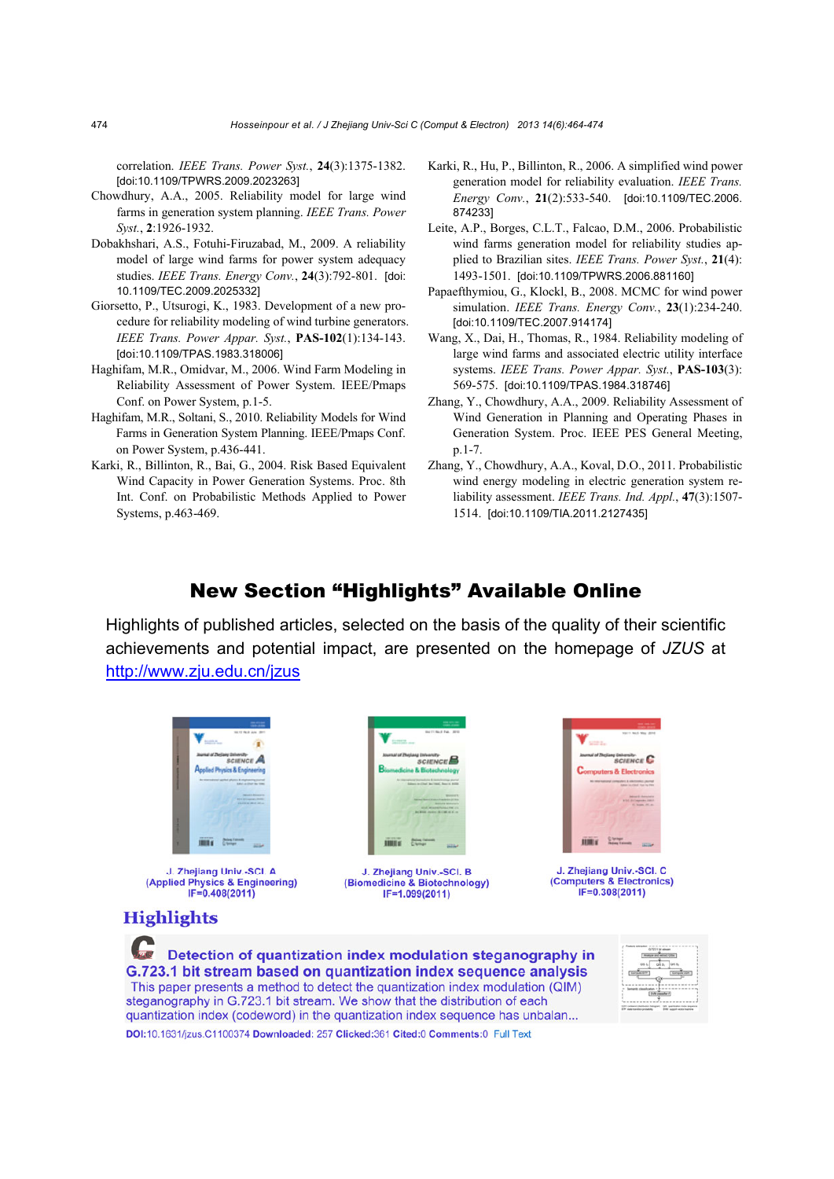correlation. *IEEE Trans. Power Syst.*, **24**(3):1375-1382. [doi:10.1109/TPWRS.2009.2023263]

Chowdhury, A.A., 2005. Reliability model for large wind farms in generation system planning. *IEEE Trans. Power Syst.*, **2**:1926-1932.

Dobakhshari, A.S., Fotuhi-Firuzabad, M., 2009. A reliability model of large wind farms for power system adequacy studies. *IEEE Trans. Energy Conv.*, **24**(3):792-801. [doi:10.1109/TEC.2009.2025332]

Giorsetto, P., Utsurogi, K., 1983. Development of a new procedure for reliability modeling of wind turbine generators. *IEEE Trans. Power Appar. Syst.*, **PAS-102**(1):134-143. [doi:10.1109/TPAS.1983.318006]

Haghifam, M.R., Omidvar, M., 2006. Wind Farm Modeling in Reliability Assessment of Power System. IEEE/Pmaps Conf. on Power System, p.1-5.

Haghifam, M.R., Soltani, S., 2010. Reliability Models for Wind Farms in Generation System Planning. IEEE/Pmaps Conf. on Power System, p.436-441.

Karki, R., Billinton, R., Bai, G., 2004. Risk Based Equivalent Wind Capacity in Power Generation Systems. Proc. 8th Int. Conf. on Probabilistic Methods Applied to Power Systems, p.463-469.

Karki, R., Hu, P., Billinton, R., 2006. A simplified wind power generation model for reliability evaluation. *IEEE Trans. Energy Conv.*, **21**(2):533-540. [doi:10.1109/TEC.2006.874233]

Leite, A.P., Borges, C.L.T., Falcao, D.M., 2006. Probabilistic wind farms generation model for reliability studies applied to Brazilian sites. *IEEE Trans. Power Syst.*, **21**(4):1493-1501. [doi:10.1109/TPWRS.2006.881160]

Papaefthymiou, G., Klockl, B., 2008. MCMC for wind power simulation. *IEEE Trans. Energy Conv.*, **23**(1):234-240. [doi:10.1109/TEC.2007.914174]

Wang, X., Dai, H., Thomas, R., 1984. Reliability modeling of large wind farms and associated electric utility interface systems. *IEEE Trans. Power Appar. Syst.*, **PAS-103**(3):569-575. [doi:10.1109/TPAS.1984.318746]

Zhang, Y., Chowdhury, A.A., 2009. Reliability Assessment of Wind Generation in Planning and Operating Phases in Generation System. Proc. IEEE PES General Meeting, p.1-7.

Zhang, Y., Chowdhury, A.A., Koval, D.O., 2011. Probabilistic wind energy modeling in electric generation system reliability assessment. *IEEE Trans. Ind. Appl.*, **47**(3):1507-1514. [doi:10.1109/TIA.2011.2127435]

## New Section "Highlights" Available Online

Highlights of published articles, selected on the basis of the quality of their scientific achievements and potential impact, are presented on the homepage of *JZUS* at http://www.zju.edu.cn/jzus

J. Zhejiang Univ.-SCI. A (Applied Physics & Engineering) IF=0.408(2011)

J. Zhejiang Univ.-SCI. B (Biomedicine & Biotechnology) IF=1.099(2011)

J. Zhejiang Univ.-SCI. C (Computers & Electronics) IF=0.308(2011)

### Highlights

**Detection of quantization index modulation steganography in G.723.1 bit stream based on quantization index sequence analysis**

This paper presents a method to detect the quantization index modulation (QIM) steganography in G.723.1 bit stream. We show that the distribution of each quantization index (codeword) in the quantization index sequence has unbalan...

**DOI:**10.1631/jzus.C1100374 **Downloaded:** 257 **Clicked:**361 **Cited:**0 **Comments:**0 Full Text